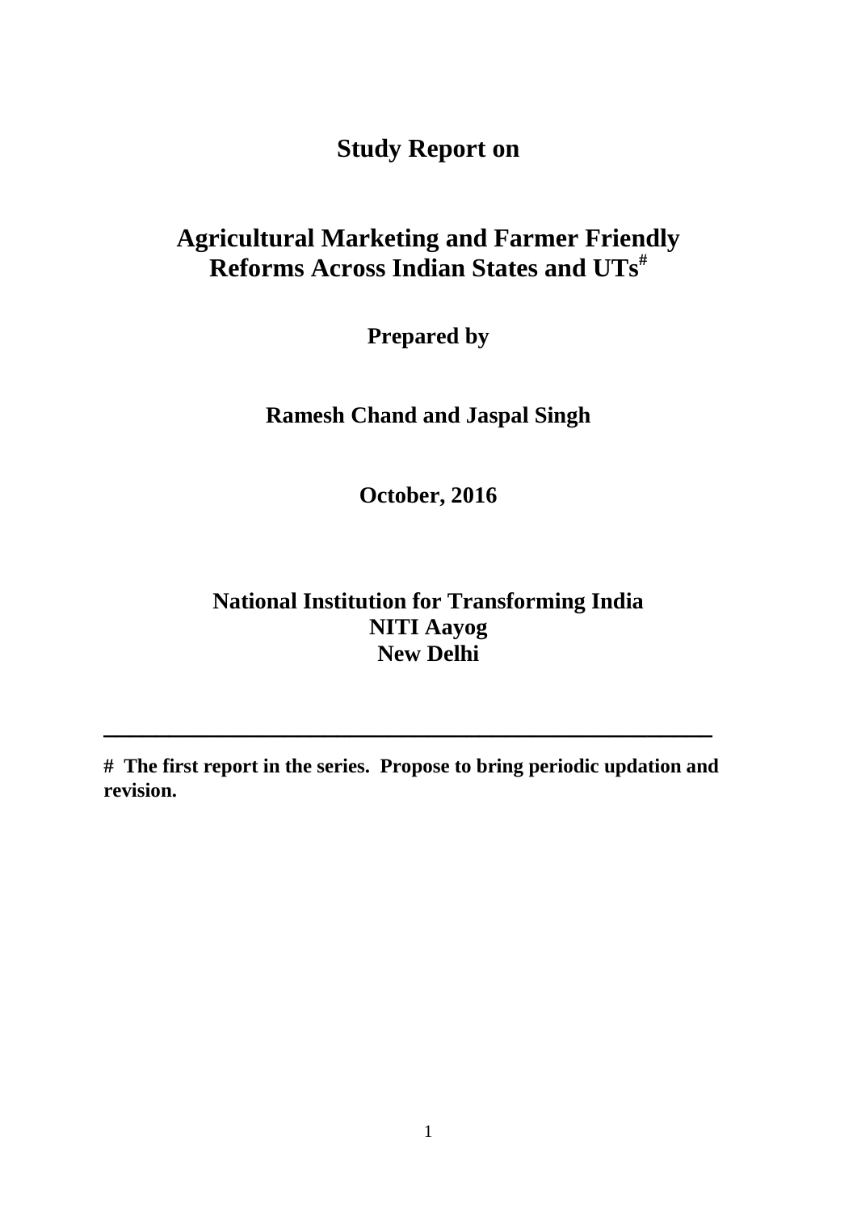# Study Report on

## Agricultural Marketing and Farmer Friendly Reforms Across Indian States and UTs[#]

**Prepared by**

**Ramesh Chand and Jaspal Singh**

**October, 2016**

**National Institution for Transforming India**
**NITI Aayog**
**New Delhi**

---

**# The first report in the series. Propose to bring periodic updation and revision.**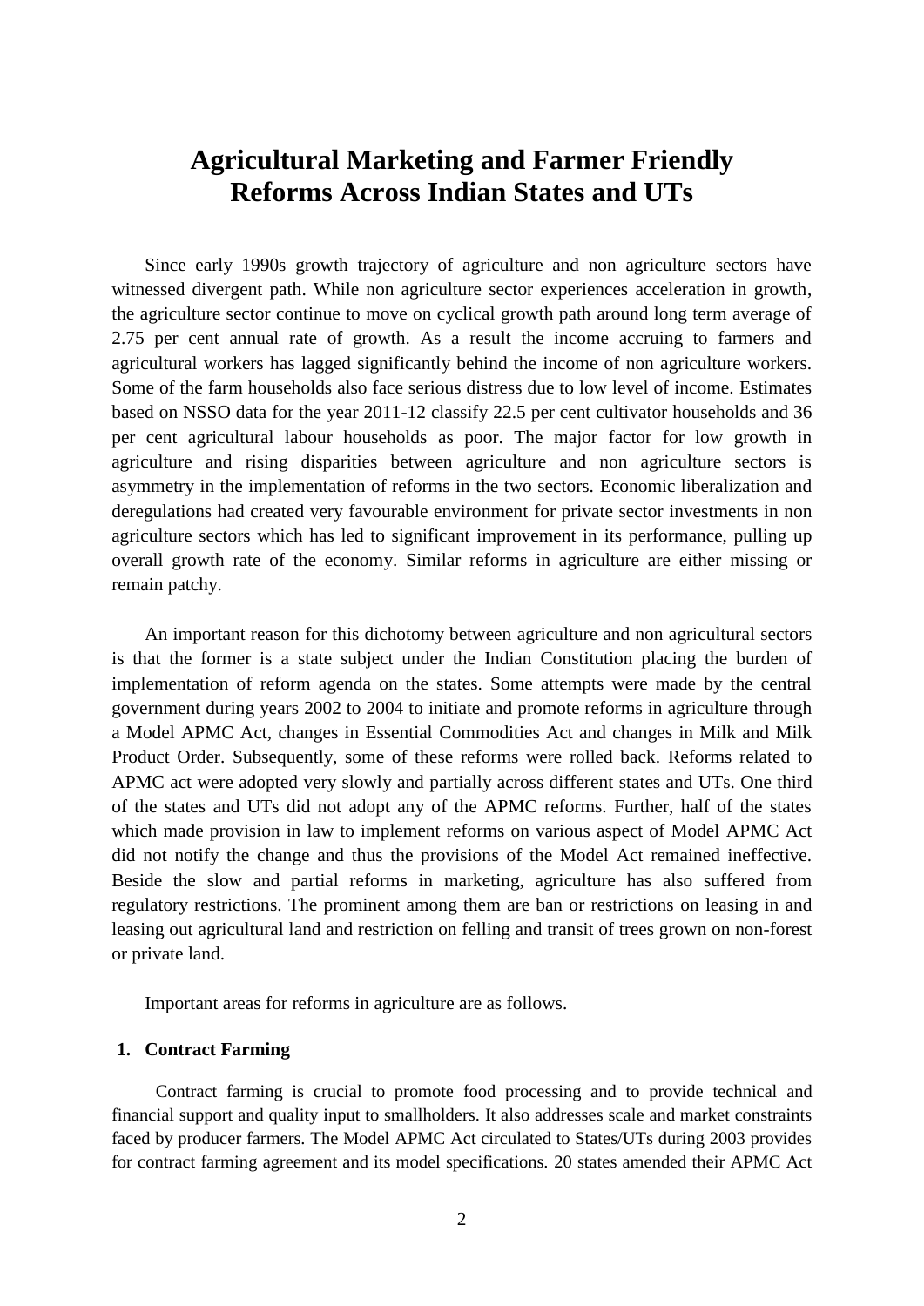# Agricultural Marketing and Farmer Friendly Reforms Across Indian States and UTs

Since early 1990s growth trajectory of agriculture and non agriculture sectors have witnessed divergent path. While non agriculture sector experiences acceleration in growth, the agriculture sector continue to move on cyclical growth path around long term average of 2.75 per cent annual rate of growth. As a result the income accruing to farmers and agricultural workers has lagged significantly behind the income of non agriculture workers. Some of the farm households also face serious distress due to low level of income. Estimates based on NSSO data for the year 2011-12 classify 22.5 per cent cultivator households and 36 per cent agricultural labour households as poor. The major factor for low growth in agriculture and rising disparities between agriculture and non agriculture sectors is asymmetry in the implementation of reforms in the two sectors. Economic liberalization and deregulations had created very favourable environment for private sector investments in non agriculture sectors which has led to significant improvement in its performance, pulling up overall growth rate of the economy. Similar reforms in agriculture are either missing or remain patchy.

An important reason for this dichotomy between agriculture and non agricultural sectors is that the former is a state subject under the Indian Constitution placing the burden of implementation of reform agenda on the states. Some attempts were made by the central government during years 2002 to 2004 to initiate and promote reforms in agriculture through a Model APMC Act, changes in Essential Commodities Act and changes in Milk and Milk Product Order. Subsequently, some of these reforms were rolled back. Reforms related to APMC act were adopted very slowly and partially across different states and UTs. One third of the states and UTs did not adopt any of the APMC reforms. Further, half of the states which made provision in law to implement reforms on various aspect of Model APMC Act did not notify the change and thus the provisions of the Model Act remained ineffective. Beside the slow and partial reforms in marketing, agriculture has also suffered from regulatory restrictions. The prominent among them are ban or restrictions on leasing in and leasing out agricultural land and restriction on felling and transit of trees grown on non-forest or private land.

Important areas for reforms in agriculture are as follows.

## 1. Contract Farming

Contract farming is crucial to promote food processing and to provide technical and financial support and quality input to smallholders. It also addresses scale and market constraints faced by producer farmers. The Model APMC Act circulated to States/UTs during 2003 provides for contract farming agreement and its model specifications. 20 states amended their APMC Act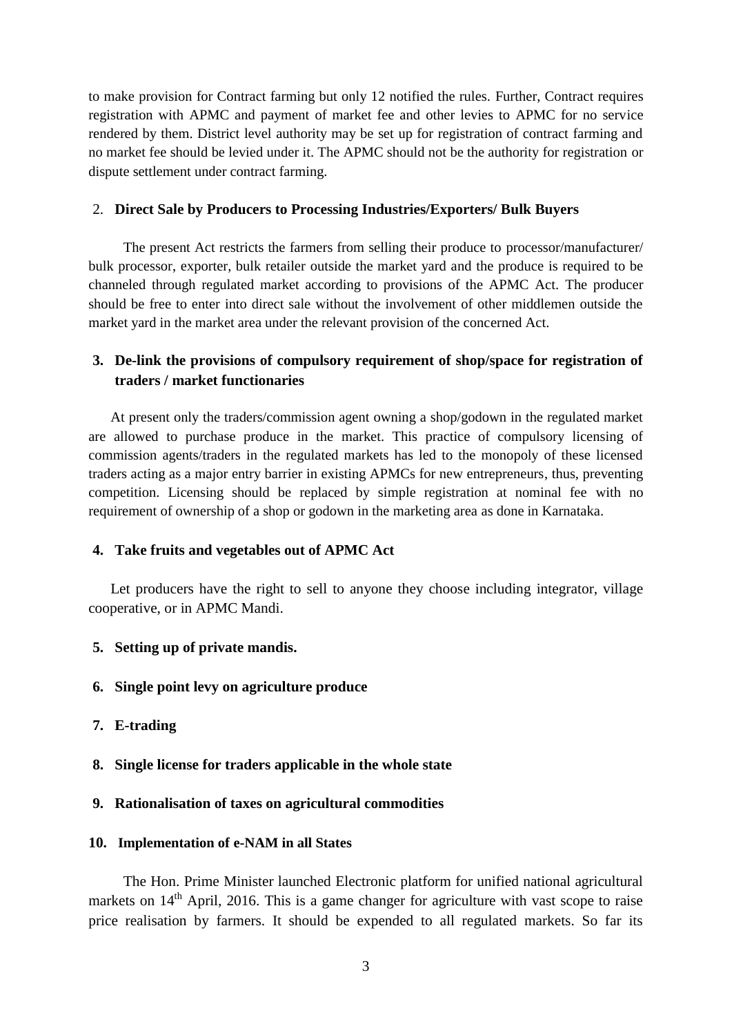to make provision for Contract farming but only 12 notified the rules. Further, Contract requires registration with APMC and payment of market fee and other levies to APMC for no service rendered by them. District level authority may be set up for registration of contract farming and no market fee should be levied under it. The APMC should not be the authority for registration or dispute settlement under contract farming.

2. **Direct Sale by Producers to Processing Industries/Exporters/ Bulk Buyers**

The present Act restricts the farmers from selling their produce to processor/manufacturer/ bulk processor, exporter, bulk retailer outside the market yard and the produce is required to be channeled through regulated market according to provisions of the APMC Act. The producer should be free to enter into direct sale without the involvement of other middlemen outside the market yard in the market area under the relevant provision of the concerned Act.

3. **De-link the provisions of compulsory requirement of shop/space for registration of traders / market functionaries**

At present only the traders/commission agent owning a shop/godown in the regulated market are allowed to purchase produce in the market. This practice of compulsory licensing of commission agents/traders in the regulated markets has led to the monopoly of these licensed traders acting as a major entry barrier in existing APMCs for new entrepreneurs, thus, preventing competition. Licensing should be replaced by simple registration at nominal fee with no requirement of ownership of a shop or godown in the marketing area as done in Karnataka.

4. **Take fruits and vegetables out of APMC Act**

Let producers have the right to sell to anyone they choose including integrator, village cooperative, or in APMC Mandi.

5. **Setting up of private mandis.**

6. **Single point levy on agriculture produce**

7. **E-trading**

8. **Single license for traders applicable in the whole state**

9. **Rationalisation of taxes on agricultural commodities**

10. **Implementation of e-NAM in all States**

The Hon. Prime Minister launched Electronic platform for unified national agricultural markets on 14th April, 2016. This is a game changer for agriculture with vast scope to raise price realisation by farmers. It should be expended to all regulated markets. So far its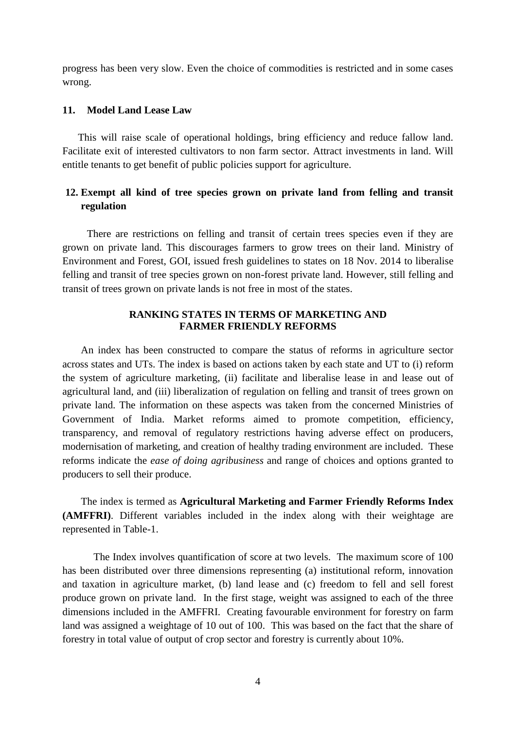progress has been very slow. Even the choice of commodities is restricted and in some cases wrong.

**11. Model Land Lease Law**

This will raise scale of operational holdings, bring efficiency and reduce fallow land. Facilitate exit of interested cultivators to non farm sector. Attract investments in land. Will entitle tenants to get benefit of public policies support for agriculture.

**12. Exempt all kind of tree species grown on private land from felling and transit regulation**

There are restrictions on felling and transit of certain trees species even if they are grown on private land. This discourages farmers to grow trees on their land. Ministry of Environment and Forest, GOI, issued fresh guidelines to states on 18 Nov. 2014 to liberalise felling and transit of tree species grown on non-forest private land. However, still felling and transit of trees grown on private lands is not free in most of the states.

## RANKING STATES IN TERMS OF MARKETING AND FARMER FRIENDLY REFORMS

An index has been constructed to compare the status of reforms in agriculture sector across states and UTs. The index is based on actions taken by each state and UT to (i) reform the system of agriculture marketing, (ii) facilitate and liberalise lease in and lease out of agricultural land, and (iii) liberalization of regulation on felling and transit of trees grown on private land. The information on these aspects was taken from the concerned Ministries of Government of India. Market reforms aimed to promote competition, efficiency, transparency, and removal of regulatory restrictions having adverse effect on producers, modernisation of marketing, and creation of healthy trading environment are included. These reforms indicate the *ease of doing agribusiness* and range of choices and options granted to producers to sell their produce.

The index is termed as **Agricultural Marketing and Farmer Friendly Reforms Index (AMFFRI)**. Different variables included in the index along with their weightage are represented in Table-1.

The Index involves quantification of score at two levels. The maximum score of 100 has been distributed over three dimensions representing (a) institutional reform, innovation and taxation in agriculture market, (b) land lease and (c) freedom to fell and sell forest produce grown on private land. In the first stage, weight was assigned to each of the three dimensions included in the AMFFRI. Creating favourable environment for forestry on farm land was assigned a weightage of 10 out of 100. This was based on the fact that the share of forestry in total value of output of crop sector and forestry is currently about 10%.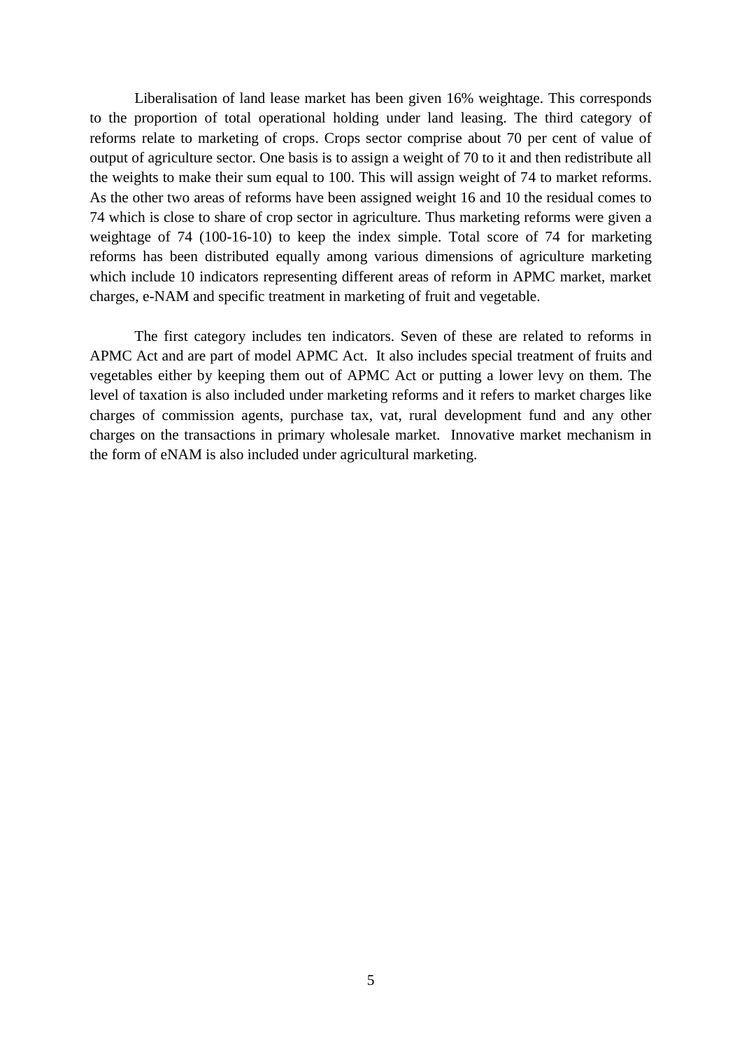Liberalisation of land lease market has been given 16% weightage. This corresponds to the proportion of total operational holding under land leasing. The third category of reforms relate to marketing of crops. Crops sector comprise about 70 per cent of value of output of agriculture sector. One basis is to assign a weight of 70 to it and then redistribute all the weights to make their sum equal to 100. This will assign weight of 74 to market reforms. As the other two areas of reforms have been assigned weight 16 and 10 the residual comes to 74 which is close to share of crop sector in agriculture. Thus marketing reforms were given a weightage of 74 (100-16-10) to keep the index simple. Total score of 74 for marketing reforms has been distributed equally among various dimensions of agriculture marketing which include 10 indicators representing different areas of reform in APMC market, market charges, e-NAM and specific treatment in marketing of fruit and vegetable.

The first category includes ten indicators. Seven of these are related to reforms in APMC Act and are part of model APMC Act. It also includes special treatment of fruits and vegetables either by keeping them out of APMC Act or putting a lower levy on them. The level of taxation is also included under marketing reforms and it refers to market charges like charges of commission agents, purchase tax, vat, rural development fund and any other charges on the transactions in primary wholesale market. Innovative market mechanism in the form of eNAM is also included under agricultural marketing.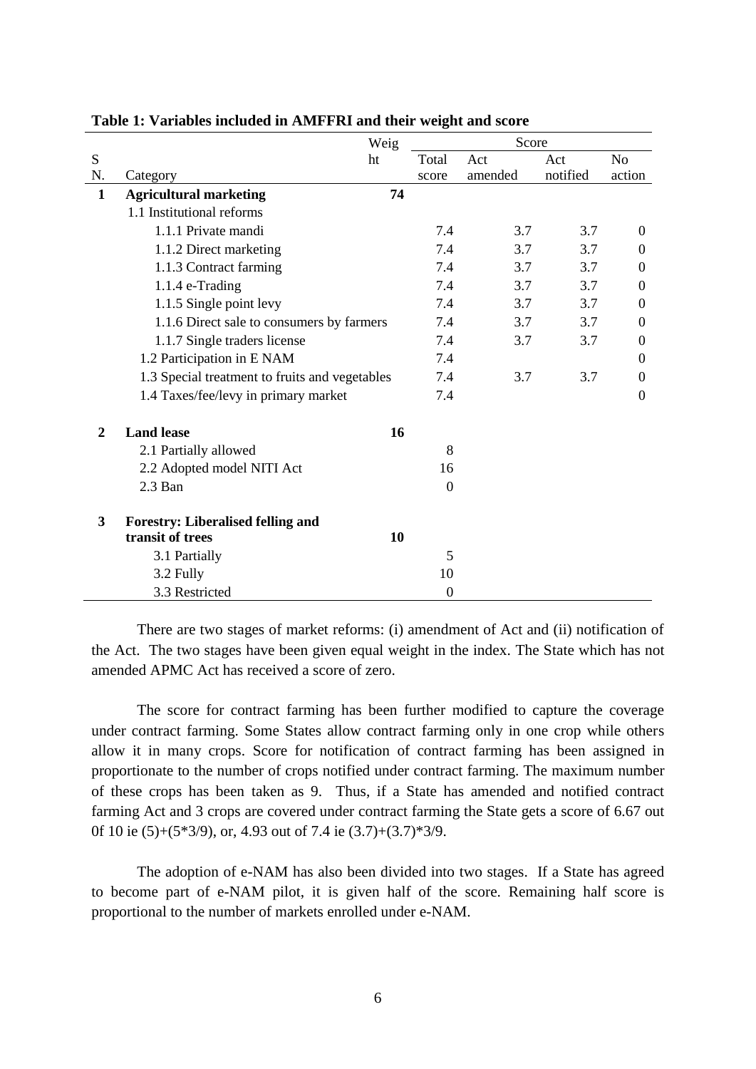**Table 1: Variables included in AMFFRI and their weight and score**

| S N. | Category | Weight | Score: Total score | Act amended | Act notified | No action |
|---|---|---|---|---|---|---|
| **1** | **Agricultural marketing** | **74** | | | | |
| | 1.1 Institutional reforms | | | | | |
| | 1.1.1 Private mandi | | 7.4 | 3.7 | 3.7 | 0 |
| | 1.1.2 Direct marketing | | 7.4 | 3.7 | 3.7 | 0 |
| | 1.1.3 Contract farming | | 7.4 | 3.7 | 3.7 | 0 |
| | 1.1.4 e-Trading | | 7.4 | 3.7 | 3.7 | 0 |
| | 1.1.5 Single point levy | | 7.4 | 3.7 | 3.7 | 0 |
| | 1.1.6 Direct sale to consumers by farmers | | 7.4 | 3.7 | 3.7 | 0 |
| | 1.1.7 Single traders license | | 7.4 | 3.7 | 3.7 | 0 |
| | 1.2 Participation in E NAM | | 7.4 | | | 0 |
| | 1.3 Special treatment to fruits and vegetables | | 7.4 | 3.7 | 3.7 | 0 |
| | 1.4 Taxes/fee/levy in primary market | | 7.4 | | | 0 |
| **2** | **Land lease** | **16** | | | | |
| | 2.1 Partially allowed | | 8 | | | |
| | 2.2 Adopted model NITI Act | | 16 | | | |
| | 2.3 Ban | | 0 | | | |
| **3** | **Forestry: Liberalised felling and transit of trees** | **10** | | | | |
| | 3.1 Partially | | 5 | | | |
| | 3.2 Fully | | 10 | | | |
| | 3.3 Restricted | | 0 | | | |

There are two stages of market reforms: (i) amendment of Act and (ii) notification of the Act. The two stages have been given equal weight in the index. The State which has not amended APMC Act has received a score of zero.

The score for contract farming has been further modified to capture the coverage under contract farming. Some States allow contract farming only in one crop while others allow it in many crops. Score for notification of contract farming has been assigned in proportionate to the number of crops notified under contract farming. The maximum number of these crops has been taken as 9. Thus, if a State has amended and notified contract farming Act and 3 crops are covered under contract farming the State gets a score of 6.67 out 0f 10 ie (5)+(5*3/9), or, 4.93 out of 7.4 ie (3.7)+(3.7)*3/9.

The adoption of e-NAM has also been divided into two stages. If a State has agreed to become part of e-NAM pilot, it is given half of the score. Remaining half score is proportional to the number of markets enrolled under e-NAM.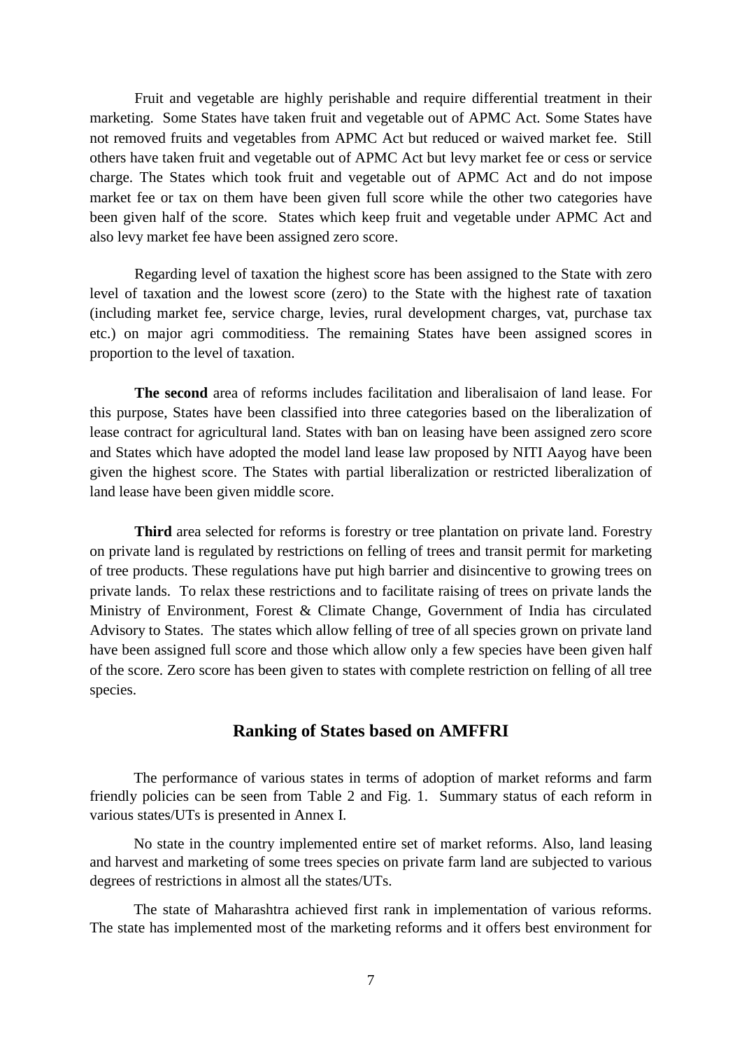Fruit and vegetable are highly perishable and require differential treatment in their marketing. Some States have taken fruit and vegetable out of APMC Act. Some States have not removed fruits and vegetables from APMC Act but reduced or waived market fee. Still others have taken fruit and vegetable out of APMC Act but levy market fee or cess or service charge. The States which took fruit and vegetable out of APMC Act and do not impose market fee or tax on them have been given full score while the other two categories have been given half of the score. States which keep fruit and vegetable under APMC Act and also levy market fee have been assigned zero score.

Regarding level of taxation the highest score has been assigned to the State with zero level of taxation and the lowest score (zero) to the State with the highest rate of taxation (including market fee, service charge, levies, rural development charges, vat, purchase tax etc.) on major agri commoditiess. The remaining States have been assigned scores in proportion to the level of taxation.

**The second** area of reforms includes facilitation and liberalisaion of land lease. For this purpose, States have been classified into three categories based on the liberalization of lease contract for agricultural land. States with ban on leasing have been assigned zero score and States which have adopted the model land lease law proposed by NITI Aayog have been given the highest score. The States with partial liberalization or restricted liberalization of land lease have been given middle score.

**Third** area selected for reforms is forestry or tree plantation on private land. Forestry on private land is regulated by restrictions on felling of trees and transit permit for marketing of tree products. These regulations have put high barrier and disincentive to growing trees on private lands. To relax these restrictions and to facilitate raising of trees on private lands the Ministry of Environment, Forest & Climate Change, Government of India has circulated Advisory to States. The states which allow felling of tree of all species grown on private land have been assigned full score and those which allow only a few species have been given half of the score. Zero score has been given to states with complete restriction on felling of all tree species.

## Ranking of States based on AMFFRI

The performance of various states in terms of adoption of market reforms and farm friendly policies can be seen from Table 2 and Fig. 1. Summary status of each reform in various states/UTs is presented in Annex I.

No state in the country implemented entire set of market reforms. Also, land leasing and harvest and marketing of some trees species on private farm land are subjected to various degrees of restrictions in almost all the states/UTs.

The state of Maharashtra achieved first rank in implementation of various reforms. The state has implemented most of the marketing reforms and it offers best environment for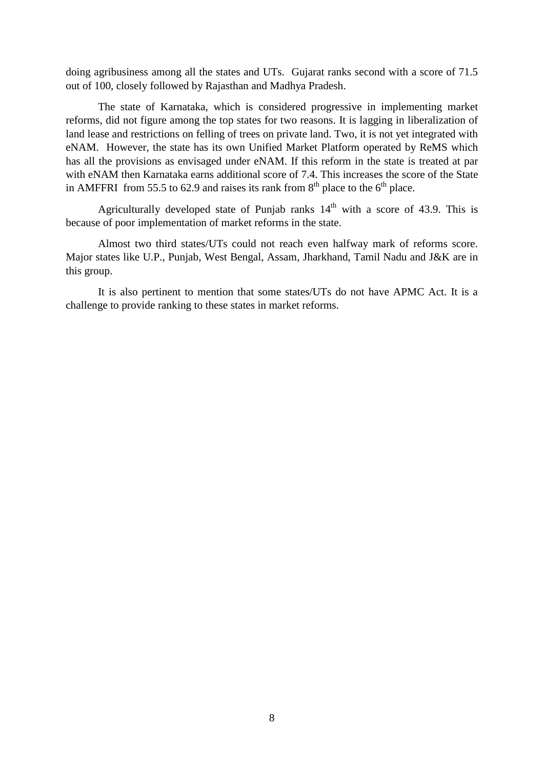doing agribusiness among all the states and UTs.  Gujarat ranks second with a score of 71.5 out of 100, closely followed by Rajasthan and Madhya Pradesh.

The state of Karnataka, which is considered progressive in implementing market reforms, did not figure among the top states for two reasons. It is lagging in liberalization of land lease and restrictions on felling of trees on private land. Two, it is not yet integrated with eNAM.  However, the state has its own Unified Market Platform operated by ReMS which has all the provisions as envisaged under eNAM. If this reform in the state is treated at par with eNAM then Karnataka earns additional score of 7.4. This increases the score of the State in AMFFRI  from 55.5 to 62.9 and raises its rank from 8th place to the 6th place.

Agriculturally developed state of Punjab ranks 14th with a score of 43.9. This is because of poor implementation of market reforms in the state.

Almost two third states/UTs could not reach even halfway mark of reforms score. Major states like U.P., Punjab, West Bengal, Assam, Jharkhand, Tamil Nadu and J&K are in this group.

It is also pertinent to mention that some states/UTs do not have APMC Act. It is a challenge to provide ranking to these states in market reforms.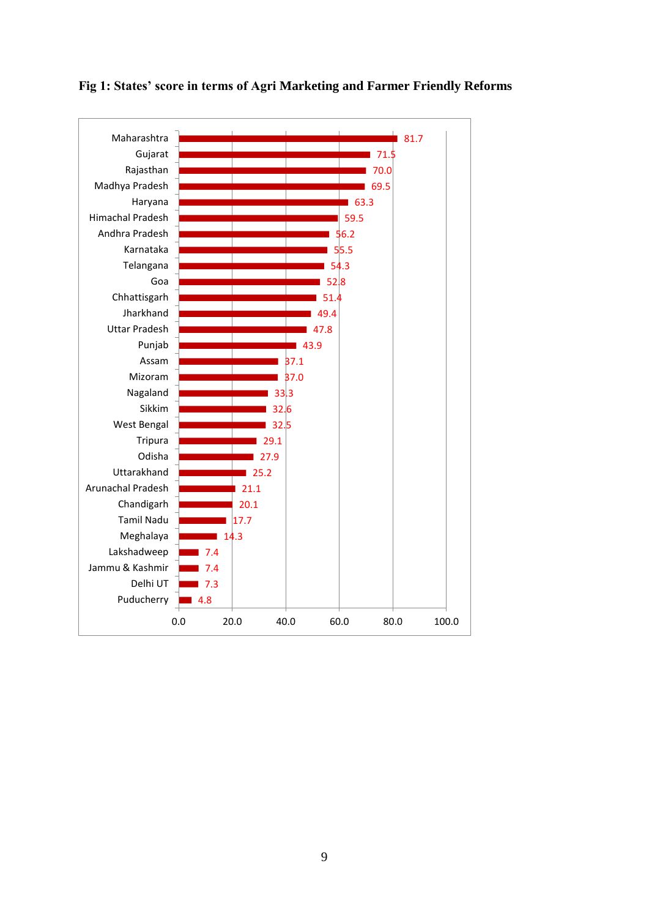**Fig 1: States' score in terms of Agri Marketing and Farmer Friendly Reforms**

| State | Score |
|---|---|
| Maharashtra | 81.7 |
| Gujarat | 71.5 |
| Rajasthan | 70.0 |
| Madhya Pradesh | 69.5 |
| Haryana | 63.3 |
| Himachal Pradesh | 59.5 |
| Andhra Pradesh | 56.2 |
| Karnataka | 55.5 |
| Telangana | 54.3 |
| Goa | 52.8 |
| Chhattisgarh | 51.4 |
| Jharkhand | 49.4 |
| Uttar Pradesh | 47.8 |
| Punjab | 43.9 |
| Assam | 37.1 |
| Mizoram | 37.0 |
| Nagaland | 33.3 |
| Sikkim | 32.6 |
| West Bengal | 32.5 |
| Tripura | 29.1 |
| Odisha | 27.9 |
| Uttarakhand | 25.2 |
| Arunachal Pradesh | 21.1 |
| Chandigarh | 20.1 |
| Tamil Nadu | 17.7 |
| Meghalaya | 14.3 |
| Lakshadweep | 7.4 |
| Jammu & Kashmir | 7.4 |
| Delhi UT | 7.3 |
| Puducherry | 4.8 |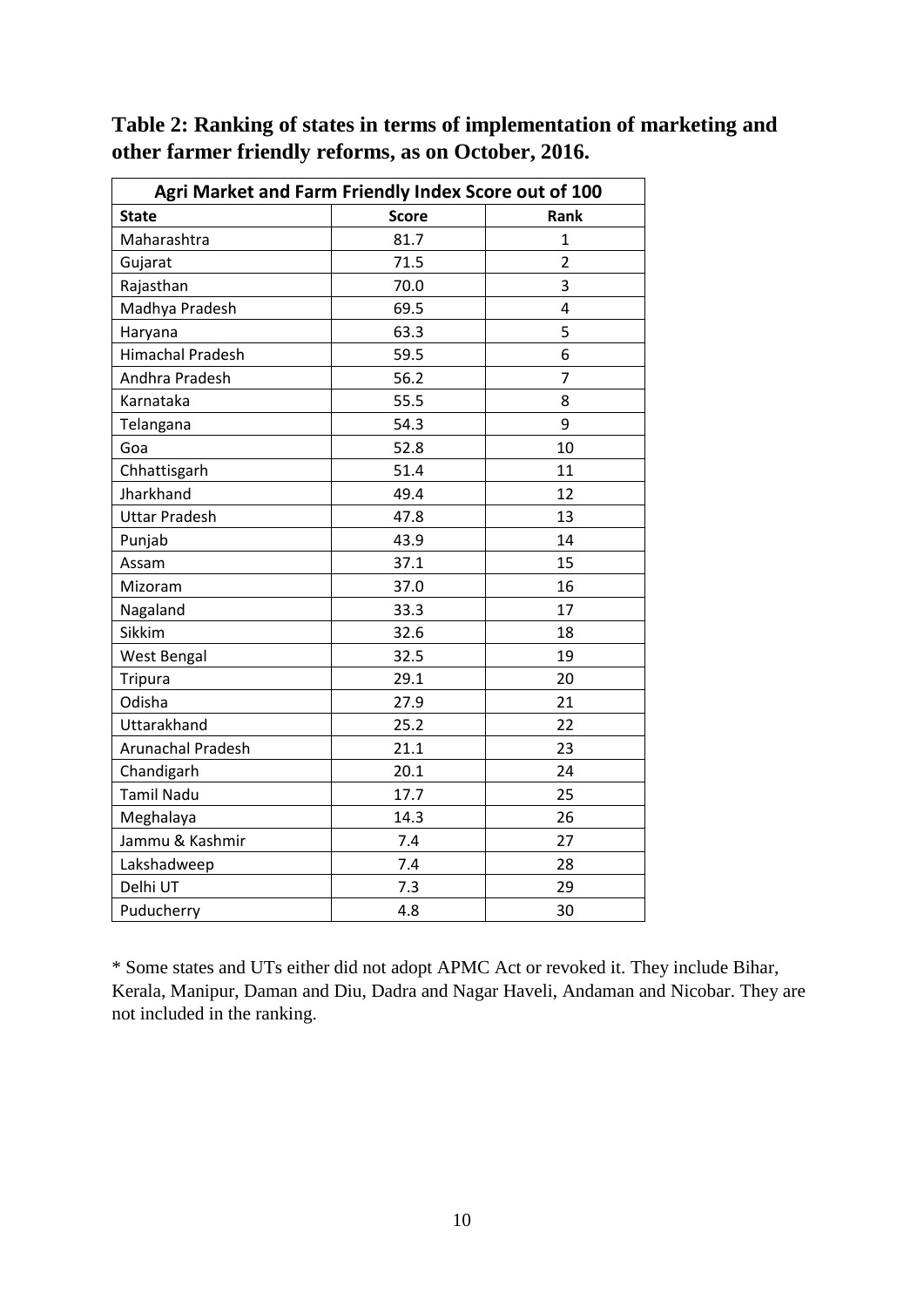**Table 2: Ranking of states in terms of implementation of marketing and other farmer friendly reforms, as on October, 2016.**

| Agri Market and Farm Friendly Index Score out of 100 | | |
|---|---|---|
| **State** | **Score** | **Rank** |
| Maharashtra | 81.7 | 1 |
| Gujarat | 71.5 | 2 |
| Rajasthan | 70.0 | 3 |
| Madhya Pradesh | 69.5 | 4 |
| Haryana | 63.3 | 5 |
| Himachal Pradesh | 59.5 | 6 |
| Andhra Pradesh | 56.2 | 7 |
| Karnataka | 55.5 | 8 |
| Telangana | 54.3 | 9 |
| Goa | 52.8 | 10 |
| Chhattisgarh | 51.4 | 11 |
| Jharkhand | 49.4 | 12 |
| Uttar Pradesh | 47.8 | 13 |
| Punjab | 43.9 | 14 |
| Assam | 37.1 | 15 |
| Mizoram | 37.0 | 16 |
| Nagaland | 33.3 | 17 |
| Sikkim | 32.6 | 18 |
| West Bengal | 32.5 | 19 |
| Tripura | 29.1 | 20 |
| Odisha | 27.9 | 21 |
| Uttarakhand | 25.2 | 22 |
| Arunachal Pradesh | 21.1 | 23 |
| Chandigarh | 20.1 | 24 |
| Tamil Nadu | 17.7 | 25 |
| Meghalaya | 14.3 | 26 |
| Jammu & Kashmir | 7.4 | 27 |
| Lakshadweep | 7.4 | 28 |
| Delhi UT | 7.3 | 29 |
| Puducherry | 4.8 | 30 |

* Some states and UTs either did not adopt APMC Act or revoked it. They include Bihar, Kerala, Manipur, Daman and Diu, Dadra and Nagar Haveli, Andaman and Nicobar. They are not included in the ranking.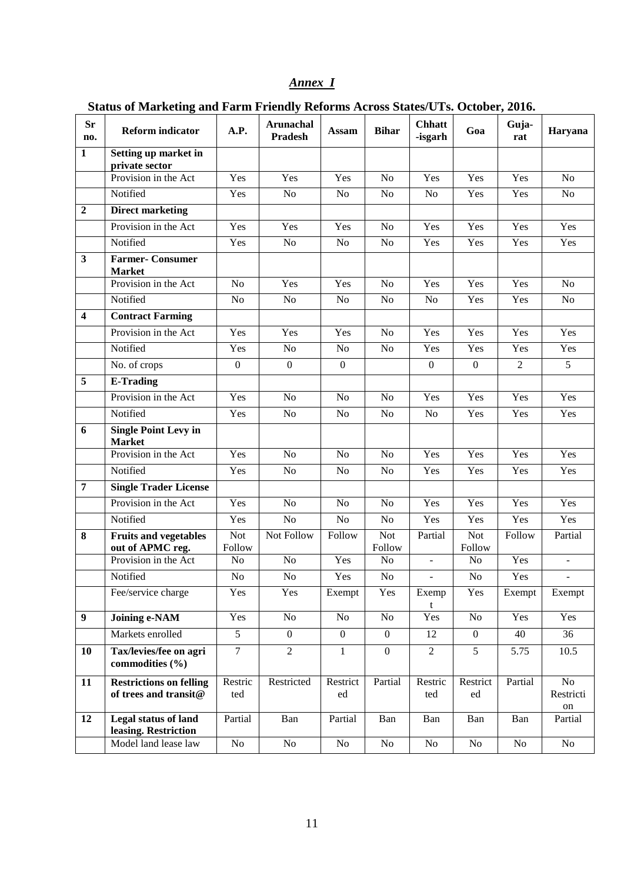## *Annex I*

### Status of Marketing and Farm Friendly Reforms Across States/UTs. October, 2016.

| Sr no. | Reform indicator | A.P. | Arunachal Pradesh | Assam | Bihar | Chhatt -isgarh | Goa | Guja-rat | Haryana |
|---|---|---|---|---|---|---|---|---|---|
| **1** | **Setting up market in private sector** | | | | | | | | |
| | Provision in the Act | Yes | Yes | Yes | No | Yes | Yes | Yes | No |
| | Notified | Yes | No | No | No | No | Yes | Yes | No |
| **2** | **Direct marketing** | | | | | | | | |
| | Provision in the Act | Yes | Yes | Yes | No | Yes | Yes | Yes | Yes |
| | Notified | Yes | No | No | No | Yes | Yes | Yes | Yes |
| **3** | **Farmer- Consumer Market** | | | | | | | | |
| | Provision in the Act | No | Yes | Yes | No | Yes | Yes | Yes | No |
| | Notified | No | No | No | No | No | Yes | Yes | No |
| **4** | **Contract Farming** | | | | | | | | |
| | Provision in the Act | Yes | Yes | Yes | No | Yes | Yes | Yes | Yes |
| | Notified | Yes | No | No | No | Yes | Yes | Yes | Yes |
| | No. of crops | 0 | 0 | 0 | | 0 | 0 | 2 | 5 |
| **5** | **E-Trading** | | | | | | | | |
| | Provision in the Act | Yes | No | No | No | Yes | Yes | Yes | Yes |
| | Notified | Yes | No | No | No | No | Yes | Yes | Yes |
| **6** | **Single Point Levy in Market** | | | | | | | | |
| | Provision in the Act | Yes | No | No | No | Yes | Yes | Yes | Yes |
| | Notified | Yes | No | No | No | Yes | Yes | Yes | Yes |
| **7** | **Single Trader License** | | | | | | | | |
| | Provision in the Act | Yes | No | No | No | Yes | Yes | Yes | Yes |
| | Notified | Yes | No | No | No | Yes | Yes | Yes | Yes |
| **8** | **Fruits and vegetables out of APMC reg.** | Not Follow | Not Follow | Follow | Not Follow | Partial | Not Follow | Follow | Partial |
| | Provision in the Act | No | No | Yes | No | - | No | Yes | - |
| | Notified | No | No | Yes | No | - | No | Yes | - |
| | Fee/service charge | Yes | Yes | Exempt | Yes | Exempt | Yes | Exempt | Exempt |
| **9** | **Joining e-NAM** | Yes | No | No | No | Yes | No | Yes | Yes |
| | Markets enrolled | 5 | 0 | 0 | 0 | 12 | 0 | 40 | 36 |
| **10** | **Tax/levies/fee on agri commodities (%)** | 7 | 2 | 1 | 0 | 2 | 5 | 5.75 | 10.5 |
| **11** | **Restrictions on felling of trees and transit@** | Restricted | Restricted | Restricted | Partial | Restricted | Restricted | Partial | No Restriction |
| **12** | **Legal status of land leasing. Restriction** | Partial | Ban | Partial | Ban | Ban | Ban | Ban | Partial |
| | Model land lease law | No | No | No | No | No | No | No | No |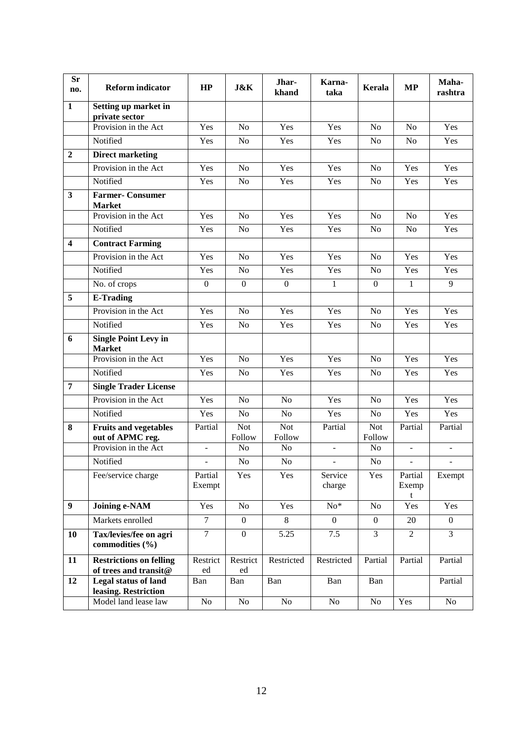| Sr no. | Reform indicator | HP | J&K | Jhar-khand | Karna-taka | Kerala | MP | Maha-rashtra |
|---|---|---|---|---|---|---|---|---|
| **1** | **Setting up market in private sector** | | | | | | | |
| | Provision in the Act | Yes | No | Yes | Yes | No | No | Yes |
| | Notified | Yes | No | Yes | Yes | No | No | Yes |
| **2** | **Direct marketing** | | | | | | | |
| | Provision in the Act | Yes | No | Yes | Yes | No | Yes | Yes |
| | Notified | Yes | No | Yes | Yes | No | Yes | Yes |
| **3** | **Farmer- Consumer Market** | | | | | | | |
| | Provision in the Act | Yes | No | Yes | Yes | No | No | Yes |
| | Notified | Yes | No | Yes | Yes | No | No | Yes |
| **4** | **Contract Farming** | | | | | | | |
| | Provision in the Act | Yes | No | Yes | Yes | No | Yes | Yes |
| | Notified | Yes | No | Yes | Yes | No | Yes | Yes |
| | No. of crops | 0 | 0 | 0 | 1 | 0 | 1 | 9 |
| **5** | **E-Trading** | | | | | | | |
| | Provision in the Act | Yes | No | Yes | Yes | No | Yes | Yes |
| | Notified | Yes | No | Yes | Yes | No | Yes | Yes |
| **6** | **Single Point Levy in Market** | | | | | | | |
| | Provision in the Act | Yes | No | Yes | Yes | No | Yes | Yes |
| | Notified | Yes | No | Yes | Yes | No | Yes | Yes |
| **7** | **Single Trader License** | | | | | | | |
| | Provision in the Act | Yes | No | No | Yes | No | Yes | Yes |
| | Notified | Yes | No | No | Yes | No | Yes | Yes |
| **8** | **Fruits and vegetables out of APMC reg.** | Partial | Not Follow | Not Follow | Partial | Not Follow | Partial | Partial |
| | Provision in the Act | - | No | No | - | No | - | - |
| | Notified | - | No | No | - | No | - | - |
| | Fee/service charge | Partial Exempt | Yes | Yes | Service charge | Yes | Partial Exempt | Exempt |
| **9** | **Joining e-NAM** | Yes | No | Yes | No* | No | Yes | Yes |
| | Markets enrolled | 7 | 0 | 8 | 0 | 0 | 20 | 0 |
| **10** | **Tax/levies/fee on agri commodities (%)** | 7 | 0 | 5.25 | 7.5 | 3 | 2 | 3 |
| **11** | **Restrictions on felling of trees and transit@** | Restricted | Restricted | Restricted | Restricted | Partial | Partial | Partial |
| **12** | **Legal status of land leasing. Restriction** | Ban | Ban | Ban | Ban | Ban | | Partial |
| | Model land lease law | No | No | No | No | No | Yes | No |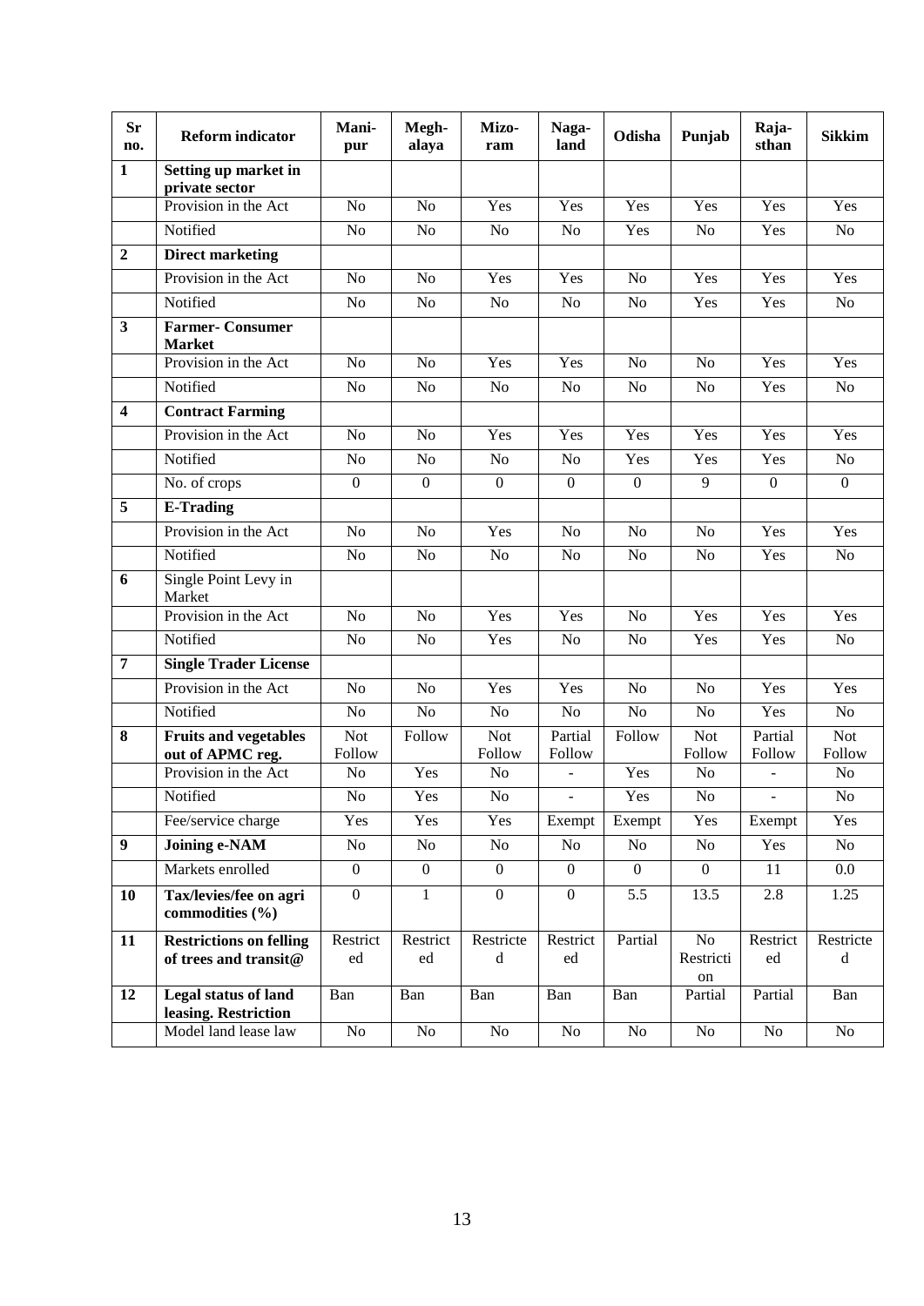| Sr no. | Reform indicator | Mani-pur | Megh-alaya | Mizo-ram | Naga-land | Odisha | Punjab | Raja-sthan | Sikkim |
|---|---|---|---|---|---|---|---|---|---|
| **1** | **Setting up market in private sector** | | | | | | | | |
| | Provision in the Act | No | No | Yes | Yes | Yes | Yes | Yes | Yes |
| | Notified | No | No | No | No | Yes | No | Yes | No |
| **2** | **Direct marketing** | | | | | | | | |
| | Provision in the Act | No | No | Yes | Yes | No | Yes | Yes | Yes |
| | Notified | No | No | No | No | No | Yes | Yes | No |
| **3** | **Farmer- Consumer Market** | | | | | | | | |
| | Provision in the Act | No | No | Yes | Yes | No | No | Yes | Yes |
| | Notified | No | No | No | No | No | No | Yes | No |
| **4** | **Contract Farming** | | | | | | | | |
| | Provision in the Act | No | No | Yes | Yes | Yes | Yes | Yes | Yes |
| | Notified | No | No | No | No | Yes | Yes | Yes | No |
| | No. of crops | 0 | 0 | 0 | 0 | 0 | 9 | 0 | 0 |
| **5** | **E-Trading** | | | | | | | | |
| | Provision in the Act | No | No | Yes | No | No | No | Yes | Yes |
| | Notified | No | No | No | No | No | No | Yes | No |
| **6** | Single Point Levy in Market | | | | | | | | |
| | Provision in the Act | No | No | Yes | Yes | No | Yes | Yes | Yes |
| | Notified | No | No | Yes | No | No | Yes | Yes | No |
| **7** | **Single Trader License** | | | | | | | | |
| | Provision in the Act | No | No | Yes | Yes | No | No | Yes | Yes |
| | Notified | No | No | No | No | No | No | Yes | No |
| **8** | **Fruits and vegetables out of APMC reg.** | Not Follow | Follow | Not Follow | Partial Follow | Follow | Not Follow | Partial Follow | Not Follow |
| | Provision in the Act | No | Yes | No | - | Yes | No | - | No |
| | Notified | No | Yes | No | - | Yes | No | - | No |
| | Fee/service charge | Yes | Yes | Yes | Exempt | Exempt | Yes | Exempt | Yes |
| **9** | **Joining e-NAM** | No | No | No | No | No | No | Yes | No |
| | Markets enrolled | 0 | 0 | 0 | 0 | 0 | 0 | 11 | 0.0 |
| **10** | **Tax/levies/fee on agri commodities (%)** | 0 | 1 | 0 | 0 | 5.5 | 13.5 | 2.8 | 1.25 |
| **11** | **Restrictions on felling of trees and transit@** | Restricted | Restricted | Restricted | Restricted | Partial | No Restriction | Restricted | Restricted |
| **12** | **Legal status of land leasing. Restriction** | Ban | Ban | Ban | Ban | Ban | Partial | Partial | Ban |
| | Model land lease law | No | No | No | No | No | No | No | No |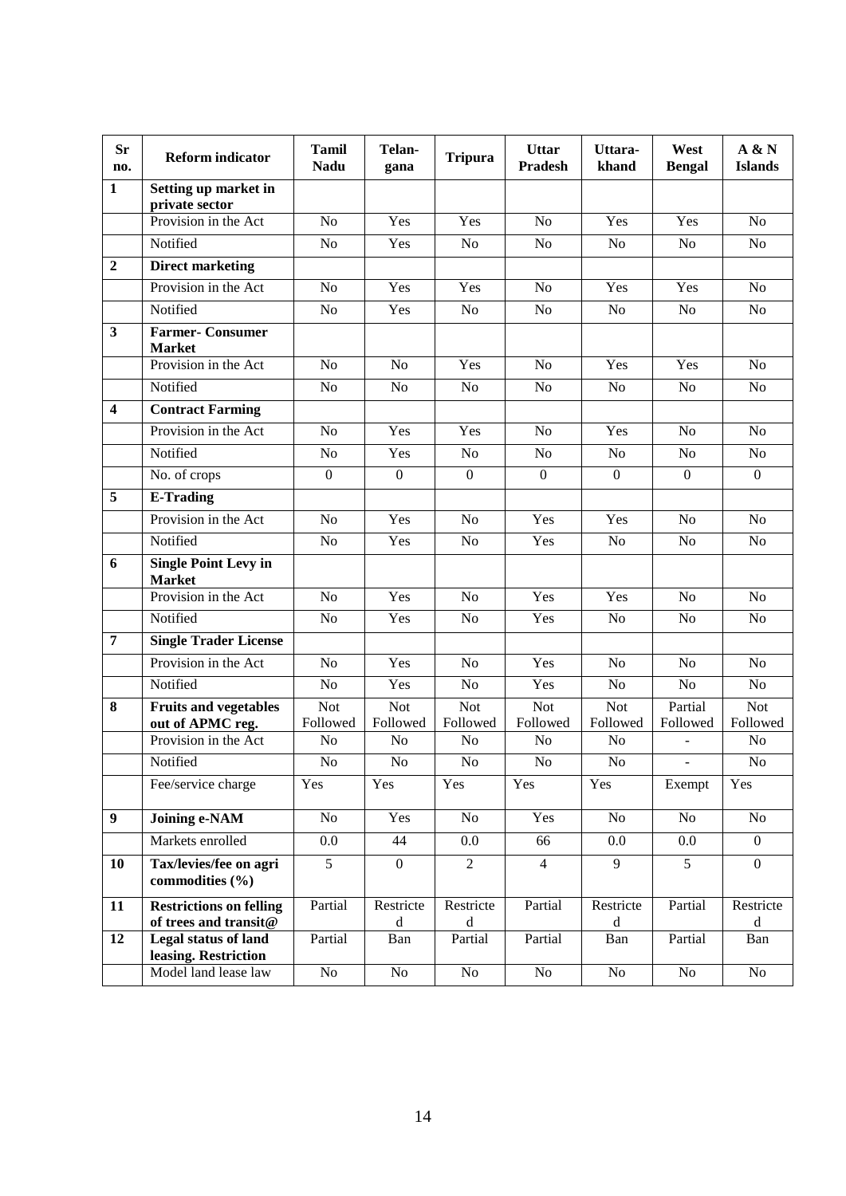| Sr no. | Reform indicator | Tamil Nadu | Telan-gana | Tripura | Uttar Pradesh | Uttara-khand | West Bengal | A & N Islands |
|---|---|---|---|---|---|---|---|---|
| 1 | **Setting up market in private sector** | | | | | | | |
| | Provision in the Act | No | Yes | Yes | No | Yes | Yes | No |
| | Notified | No | Yes | No | No | No | No | No |
| 2 | **Direct marketing** | | | | | | | |
| | Provision in the Act | No | Yes | Yes | No | Yes | Yes | No |
| | Notified | No | Yes | No | No | No | No | No |
| 3 | **Farmer- Consumer Market** | | | | | | | |
| | Provision in the Act | No | No | Yes | No | Yes | Yes | No |
| | Notified | No | No | No | No | No | No | No |
| 4 | **Contract Farming** | | | | | | | |
| | Provision in the Act | No | Yes | Yes | No | Yes | No | No |
| | Notified | No | Yes | No | No | No | No | No |
| | No. of crops | 0 | 0 | 0 | 0 | 0 | 0 | 0 |
| 5 | **E-Trading** | | | | | | | |
| | Provision in the Act | No | Yes | No | Yes | Yes | No | No |
| | Notified | No | Yes | No | Yes | No | No | No |
| 6 | **Single Point Levy in Market** | | | | | | | |
| | Provision in the Act | No | Yes | No | Yes | Yes | No | No |
| | Notified | No | Yes | No | Yes | No | No | No |
| 7 | **Single Trader License** | | | | | | | |
| | Provision in the Act | No | Yes | No | Yes | No | No | No |
| | Notified | No | Yes | No | Yes | No | No | No |
| 8 | **Fruits and vegetables out of APMC reg.** | Not Followed | Not Followed | Not Followed | Not Followed | Not Followed | Partial Followed | Not Followed |
| | Provision in the Act | No | No | No | No | No | - | No |
| | Notified | No | No | No | No | No | - | No |
| | Fee/service charge | Yes | Yes | Yes | Yes | Yes | Exempt | Yes |
| 9 | **Joining e-NAM** | No | Yes | No | Yes | No | No | No |
| | Markets enrolled | 0.0 | 44 | 0.0 | 66 | 0.0 | 0.0 | 0 |
| 10 | **Tax/levies/fee on agri commodities (%)** | 5 | 0 | 2 | 4 | 9 | 5 | 0 |
| 11 | **Restrictions on felling of trees and transit@** | Partial | Restricted | Restricted | Partial | Restricted | Partial | Restricted |
| 12 | **Legal status of land leasing. Restriction** | Partial | Ban | Partial | Partial | Ban | Partial | Ban |
| | Model land lease law | No | No | No | No | No | No | No |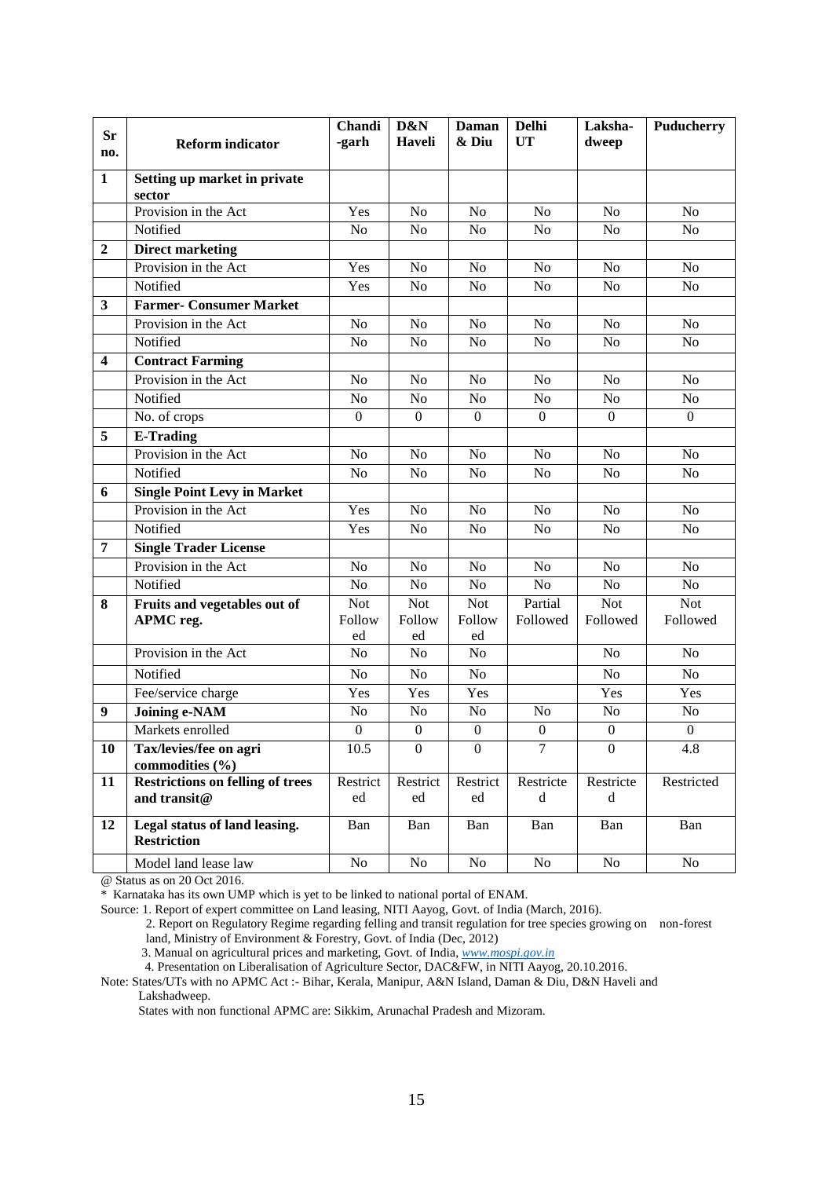| Sr no. | Reform indicator | Chandi-garh | D&N Haveli | Daman & Diu | Delhi UT | Laksha-dweep | Puducherry |
|---|---|---|---|---|---|---|---|
| **1** | **Setting up market in private sector** | | | | | | |
| | Provision in the Act | Yes | No | No | No | No | No |
| | Notified | No | No | No | No | No | No |
| **2** | **Direct marketing** | | | | | | |
| | Provision in the Act | Yes | No | No | No | No | No |
| | Notified | Yes | No | No | No | No | No |
| **3** | **Farmer- Consumer Market** | | | | | | |
| | Provision in the Act | No | No | No | No | No | No |
| | Notified | No | No | No | No | No | No |
| **4** | **Contract Farming** | | | | | | |
| | Provision in the Act | No | No | No | No | No | No |
| | Notified | No | No | No | No | No | No |
| | No. of crops | 0 | 0 | 0 | 0 | 0 | 0 |
| **5** | **E-Trading** | | | | | | |
| | Provision in the Act | No | No | No | No | No | No |
| | Notified | No | No | No | No | No | No |
| **6** | **Single Point Levy in Market** | | | | | | |
| | Provision in the Act | Yes | No | No | No | No | No |
| | Notified | Yes | No | No | No | No | No |
| **7** | **Single Trader License** | | | | | | |
| | Provision in the Act | No | No | No | No | No | No |
| | Notified | No | No | No | No | No | No |
| **8** | **Fruits and vegetables out of APMC reg.** | Not Followed | Not Followed | Not Followed | Partial Followed | Not Followed | Not Followed |
| | Provision in the Act | No | No | No | | No | No |
| | Notified | No | No | No | | No | No |
| | Fee/service charge | Yes | Yes | Yes | | Yes | Yes |
| **9** | **Joining e-NAM** | No | No | No | No | No | No |
| | Markets enrolled | 0 | 0 | 0 | 0 | 0 | 0 |
| **10** | **Tax/levies/fee on agri commodities (%)** | 10.5 | 0 | 0 | 7 | 0 | 4.8 |
| **11** | **Restrictions on felling of trees and transit@** | Restricted | Restricted | Restricted | Restricted | Restricted | Restricted |
| **12** | **Legal status of land leasing. Restriction** | Ban | Ban | Ban | Ban | Ban | Ban |
| | Model land lease law | No | No | No | No | No | No |

@ Status as on 20 Oct 2016.

* Karnataka has its own UMP which is yet to be linked to national portal of ENAM.

Source: 1. Report of expert committee on Land leasing, NITI Aayog, Govt. of India (March, 2016).

2. Report on Regulatory Regime regarding felling and transit regulation for tree species growing on non-forest land, Ministry of Environment & Forestry, Govt. of India (Dec, 2012)

3. Manual on agricultural prices and marketing, Govt. of India, www.mospi.gov.in

4. Presentation on Liberalisation of Agriculture Sector, DAC&FW, in NITI Aayog, 20.10.2016.

Note: States/UTs with no APMC Act :- Bihar, Kerala, Manipur, A&N Island, Daman & Diu, D&N Haveli and Lakshadweep.

States with non functional APMC are: Sikkim, Arunachal Pradesh and Mizoram.